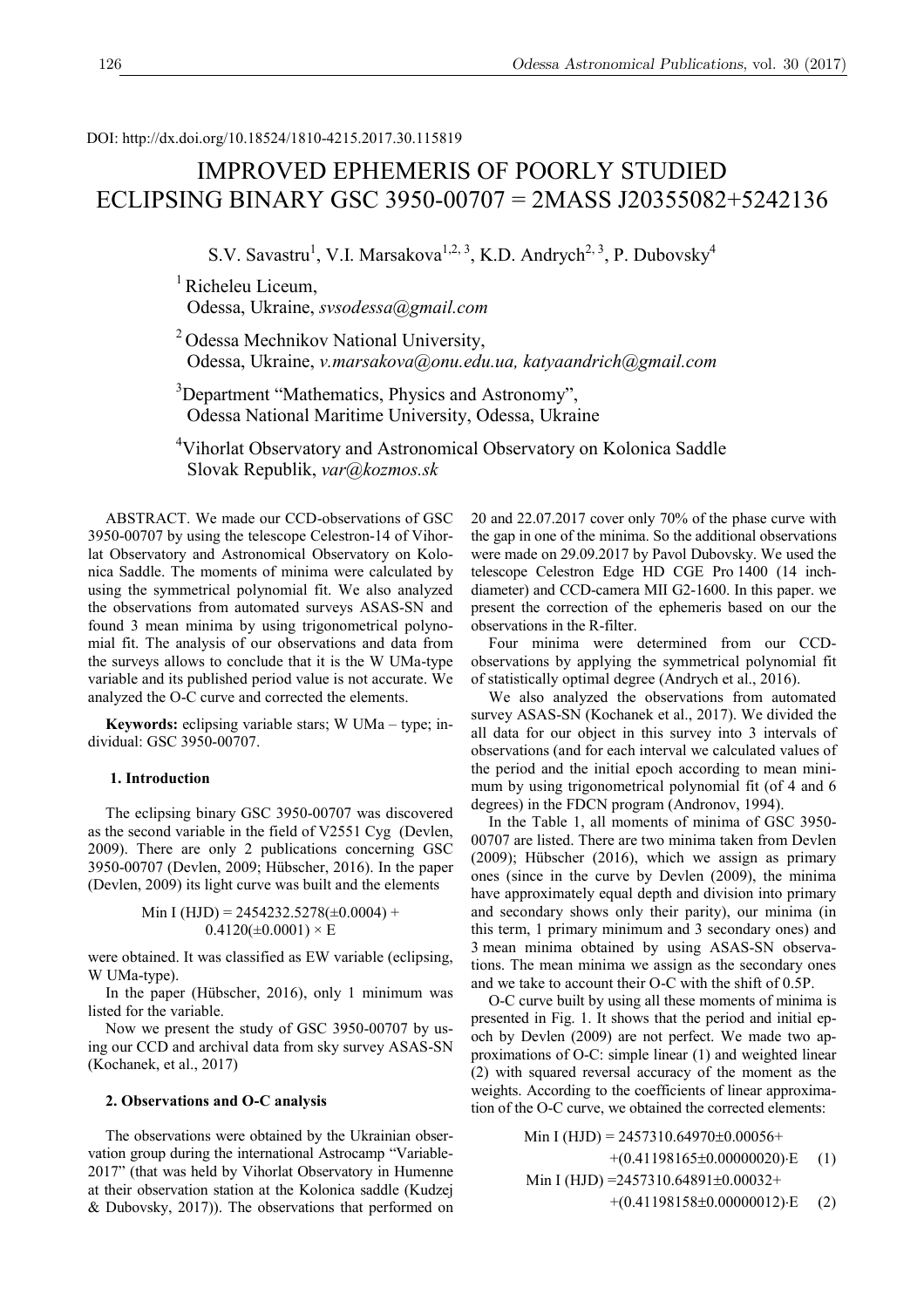DOI: http://dx.doi.org/10.18524/1810-4215.2017.30.115819

# IMPROVED EPHEMERIS OF POORLY STUDIED ECLIPSING BINARY GSC 3950-00707 = 2MASS J20355082+5242136

S.V. Savastru[1], V.I. Marsakova[1,2,3], K.D. Andrych[2,3], P. Dubovsky[4]

[1] Richeleu Liceum, Odessa, Ukraine, *svsodessa@gmail.com*

[2] Odessa Mechnikov National University, Odessa, Ukraine, *v.marsakova@onu.edu.ua, katyaandrich@gmail.com*

[3] Department "Mathematics, Physics and Astronomy", Odessa National Maritime University, Odessa, Ukraine

[4] Vihorlat Observatory and Astronomical Observatory on Kolonica Saddle Slovak Republik, *var@kozmos.sk*

ABSTRACT. We made our CCD-observations of GSC 3950-00707 by using the telescope Celestron-14 of Vihorlat Observatory and Astronomical Observatory on Kolonica Saddle. The moments of minima were calculated by using the symmetrical polynomial fit. We also analyzed the observations from automated surveys ASAS-SN and found 3 mean minima by using trigonometrical polynomial fit. The analysis of our observations and data from the surveys allows to conclude that it is the W UMa-type variable and its published period value is not accurate. We analyzed the O-C curve and corrected the elements.

**Keywords:** eclipsing variable stars; W UMa – type; individual: GSC 3950-00707.

## 1. Introduction

The eclipsing binary GSC 3950-00707 was discovered as the second variable in the field of V2551 Cyg (Devlen, 2009). There are only 2 publications concerning GSC 3950-00707 (Devlen, 2009; Hübscher, 2016). In the paper (Devlen, 2009) its light curve was built and the elements

$$\text{Min I (HJD)} = 2454232.5278(\pm 0.0004) + 0.4120(\pm 0.0001) \times E$$

were obtained. It was classified as EW variable (eclipsing, W UMa-type).

In the paper (Hübscher, 2016), only 1 minimum was listed for the variable.

Now we present the study of GSC 3950-00707 by using our CCD and archival data from sky survey ASAS-SN (Kochanek, et al., 2017)

## 2. Observations and O-C analysis

The observations were obtained by the Ukrainian observation group during the international Astrocamp "Variable-2017" (that was held by Vihorlat Observatory in Humenne at their observation station at the Kolonica saddle (Kudzej & Dubovsky, 2017)). The observations that performed on 20 and 22.07.2017 cover only 70% of the phase curve with the gap in one of the minima. So the additional observations were made on 29.09.2017 by Pavol Dubovsky. We used the telescope Celestron Edge HD CGE Pro 1400 (14 inch-diameter) and CCD-camera MII G2-1600. In this paper. we present the correction of the ephemeris based on our the observations in the R-filter.

Four minima were determined from our CCD-observations by applying the symmetrical polynomial fit of statistically optimal degree (Andrych et al., 2016).

We also analyzed the observations from automated survey ASAS-SN (Kochanek et al., 2017). We divided the all data for our object in this survey into 3 intervals of observations (and for each interval we calculated values of the period and the initial epoch according to mean minimum by using trigonometrical polynomial fit (of 4 and 6 degrees) in the FDCN program (Andronov, 1994).

In the Table 1, all moments of minima of GSC 3950-00707 are listed. There are two minima taken from Devlen (2009); Hübscher (2016), which we assign as primary ones (since in the curve by Devlen (2009), the minima have approximately equal depth and division into primary and secondary shows only their parity), our minima (in this term, 1 primary minimum and 3 secondary ones) and 3 mean minima obtained by using ASAS-SN observations. The mean minima we assign as the secondary ones and we take to account their O-C with the shift of 0.5P.

O-C curve built by using all these moments of minima is presented in Fig. 1. It shows that the period and initial epoch by Devlen (2009) are not perfect. We made two approximations of O-C: simple linear (1) and weighted linear (2) with squared reversal accuracy of the moment as the weights. According to the coefficients of linear approximation of the O-C curve, we obtained the corrected elements:

$$\text{Min I (HJD)} = 2457310.64970 \pm 0.00056 + (0.41198165 \pm 0.00000020) \cdot E \quad (1)$$

$$\text{Min I (HJD)} = 2457310.64891 \pm 0.00032 + (0.41198158 \pm 0.00000012) \cdot E \quad (2)$$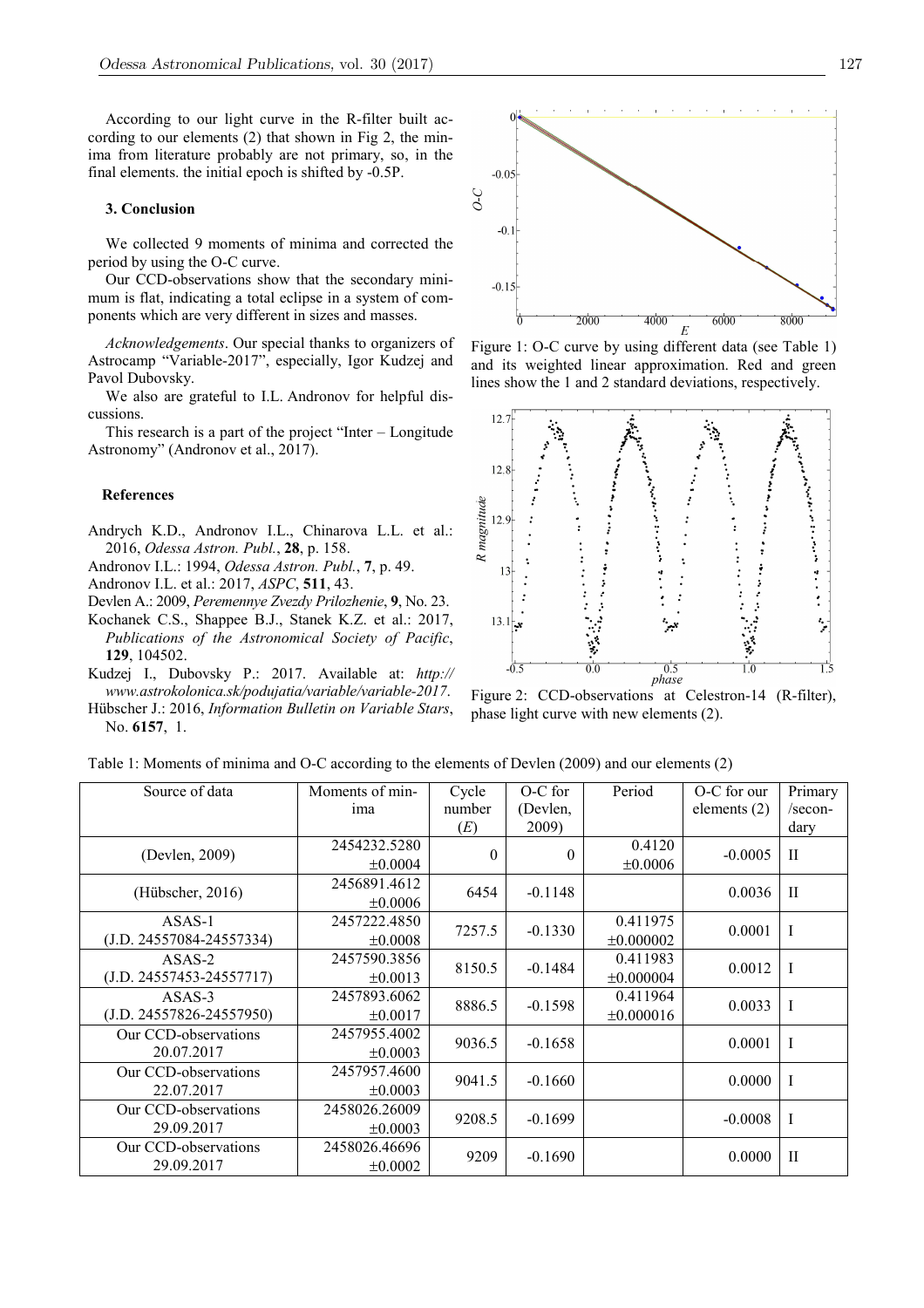According to our light curve in the R-filter built according to our elements (2) that shown in Fig 2, the minima from literature probably are not primary, so, in the final elements. the initial epoch is shifted by -0.5P.

### 3. Conclusion

We collected 9 moments of minima and corrected the period by using the O-C curve.

Our CCD-observations show that the secondary minimum is flat, indicating a total eclipse in a system of components which are very different in sizes and masses.

*Acknowledgements*. Our special thanks to organizers of Astrocamp "Variable-2017", especially, Igor Kudzej and Pavol Dubovsky.

We also are grateful to I.L. Andronov for helpful discussions.

This research is a part of the project "Inter – Longitude Astronomy" (Andronov et al., 2017).

### References

Andrych K.D., Andronov I.L., Chinarova L.L. et al.: 2016, *Odessa Astron. Publ.*, **28**, p. 158.

Andronov I.L.: 1994, *Odessa Astron. Publ.*, **7**, p. 49.

Andronov I.L. et al.: 2017, *ASPC*, **511**, 43.

Devlen A.: 2009, *Peremennye Zvezdy Prilozhenie*, **9**, No. 23.

Kochanek C.S., Shappee B.J., Stanek K.Z. et al.: 2017, *Publications of the Astronomical Society of Pacific*, **129**, 104502.

Kudzej I., Dubovsky P.: 2017. Available at: *http://www.astrokolonica.sk/podujatia/variable/variable-2017*.

Hübscher J.: 2016, *Information Bulletin on Variable Stars*, No. **6157**, 1.

0
-0.05
-0.1
-0.15
O-C
0
2000
4000
6000
8000
E

Figure 1: O-C curve by using different data (see Table 1) and its weighted linear approximation. Red and green lines show the 1 and 2 standard deviations, respectively.

12.7
12.8
12.9
13
13.1
R magnitude
-0.5
0.0
0.5
1.0
1.5
phase

Figure 2: CCD-observations at Celestron-14 (R-filter), phase light curve with new elements (2).

Table 1: Moments of minima and O-C according to the elements of Devlen (2009) and our elements (2)

| Source of data | Moments of minima | Cycle number ($E$) | O-C for (Devlen, 2009) | Period | O-C for our elements (2) | Primary /secondary |
|---|---|---|---|---|---|---|
| (Devlen, 2009) | 2454232.5280 ±0.0004 | 0 | 0 | 0.4120 ±0.0006 | -0.0005 | II |
| (Hübscher, 2016) | 2456891.4612 ±0.0006 | 6454 | -0.1148 | | 0.0036 | II |
| ASAS-1 (J.D. 24557084-24557334) | 2457222.4850 ±0.0008 | 7257.5 | -0.1330 | 0.411975 ±0.000002 | 0.0001 | I |
| ASAS-2 (J.D. 24557453-24557717) | 2457590.3856 ±0.0013 | 8150.5 | -0.1484 | 0.411983 ±0.000004 | 0.0012 | I |
| ASAS-3 (J.D. 24557826-24557950) | 2457893.6062 ±0.0017 | 8886.5 | -0.1598 | 0.411964 ±0.000016 | 0.0033 | I |
| Our CCD-observations 20.07.2017 | 2457955.4002 ±0.0003 | 9036.5 | -0.1658 | | 0.0001 | I |
| Our CCD-observations 22.07.2017 | 2457957.4600 ±0.0003 | 9041.5 | -0.1660 | | 0.0000 | I |
| Our CCD-observations 29.09.2017 | 2458026.26009 ±0.0003 | 9208.5 | -0.1699 | | -0.0008 | I |
| Our CCD-observations 29.09.2017 | 2458026.46696 ±0.0002 | 9209 | -0.1690 | | 0.0000 | II |